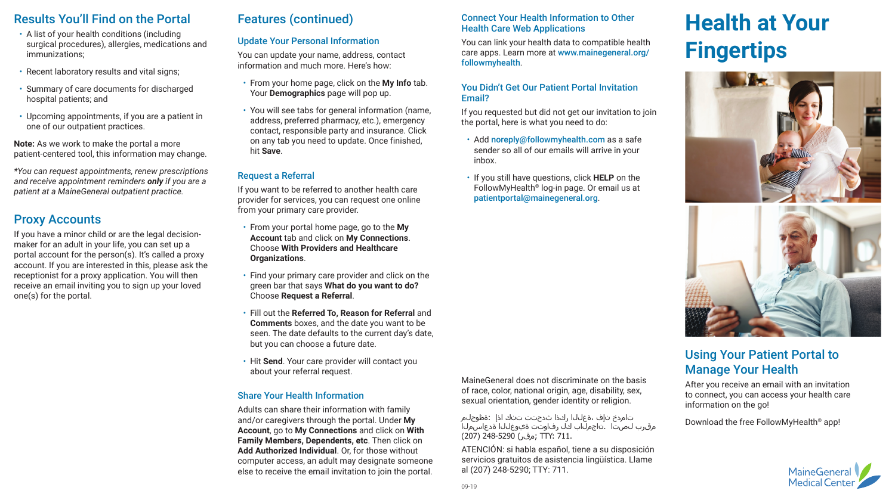## Results You'll Find on the Portal

- A list of your health conditions (including surgical procedures), allergies, medications and immunizations;
- Recent laboratory results and vital signs;
- Summary of care documents for discharged hospital patients; and
- Upcoming appointments, if you are a patient in one of our outpatient practices.

**Note:** As we work to make the portal a more patient-centered tool, this information may change.

*\*You can request appointments, renew prescriptions and receive appointment reminders **only** if you are a patient at a MaineGeneral outpatient practice.*

## Proxy Accounts

If you have a minor child or are the legal decision-maker for an adult in your life, you can set up a portal account for the person(s). It's called a proxy account. If you are interested in this, please ask the receptionist for a proxy application. You will then receive an email inviting you to sign up your loved one(s) for the portal.

## Features (continued)

### Update Your Personal Information

You can update your name, address, contact information and much more. Here's how:

- From your home page, click on the **My Info** tab. Your **Demographics** page will pop up.
- You will see tabs for general information (name, address, preferred pharmacy, etc.), emergency contact, responsible party and insurance. Click on any tab you need to update. Once finished, hit **Save**.

### Request a Referral

If you want to be referred to another health care provider for services, you can request one online from your primary care provider.

- From your portal home page, go to the **My Account** tab and click on **My Connections**. Choose **With Providers and Healthcare Organizations**.
- Find your primary care provider and click on the green bar that says **What do you want to do?** Choose **Request a Referral**.
- Fill out the **Referred To, Reason for Referral** and **Comments** boxes, and the date you want to be seen. The date defaults to the current day's date, but you can choose a future date.
- Hit **Send**. Your care provider will contact you about your referral request.

### Share Your Health Information

Adults can share their information with family and/or caregivers through the portal. Under **My Account**, go to **My Connections** and click on **With Family Members, Dependents, etc**. Then click on **Add Authorized Individual**. Or, for those without computer access, an adult may designate someone else to receive the email invitation to join the portal.

### Connect Your Health Information to Other Health Care Web Applications

You can link your health data to compatible health care apps. Learn more at www.mainegeneral.org/followmyhealth.

### You Didn't Get Our Patient Portal Invitation Email?

If you requested but did not get our invitation to join the portal, here is what you need to do:

- Add noreply@followmyhealth.com as a safe sender so all of our emails will arrive in your inbox.
- If you still have questions, click **HELP** on the FollowMyHealth® log-in page. Or email us at patientportal@mainegeneral.org.

MaineGeneral does not discriminate on the basis of race, color, national origin, age, disability, sex, sexual orientation, gender identity or religion.

ملحوظة: إذا كنت تتحدث اللغة، فإن خدمات المساعدة اللغوية تتوافر لك بالمجان. اتصل برقم (207) 248-5290 (رقم; TTY: 711.

ATENCIÓN: si habla español, tiene a su disposición servicios gratuitos de asistencia lingüística. Llame al (207) 248-5290; TTY: 711.

09-19

# Health at Your Fingertips

## Using Your Patient Portal to Manage Your Health

After you receive an email with an invitation to connect, you can access your health care information on the go!

Download the free FollowMyHealth® app!

MaineGeneral Medical Center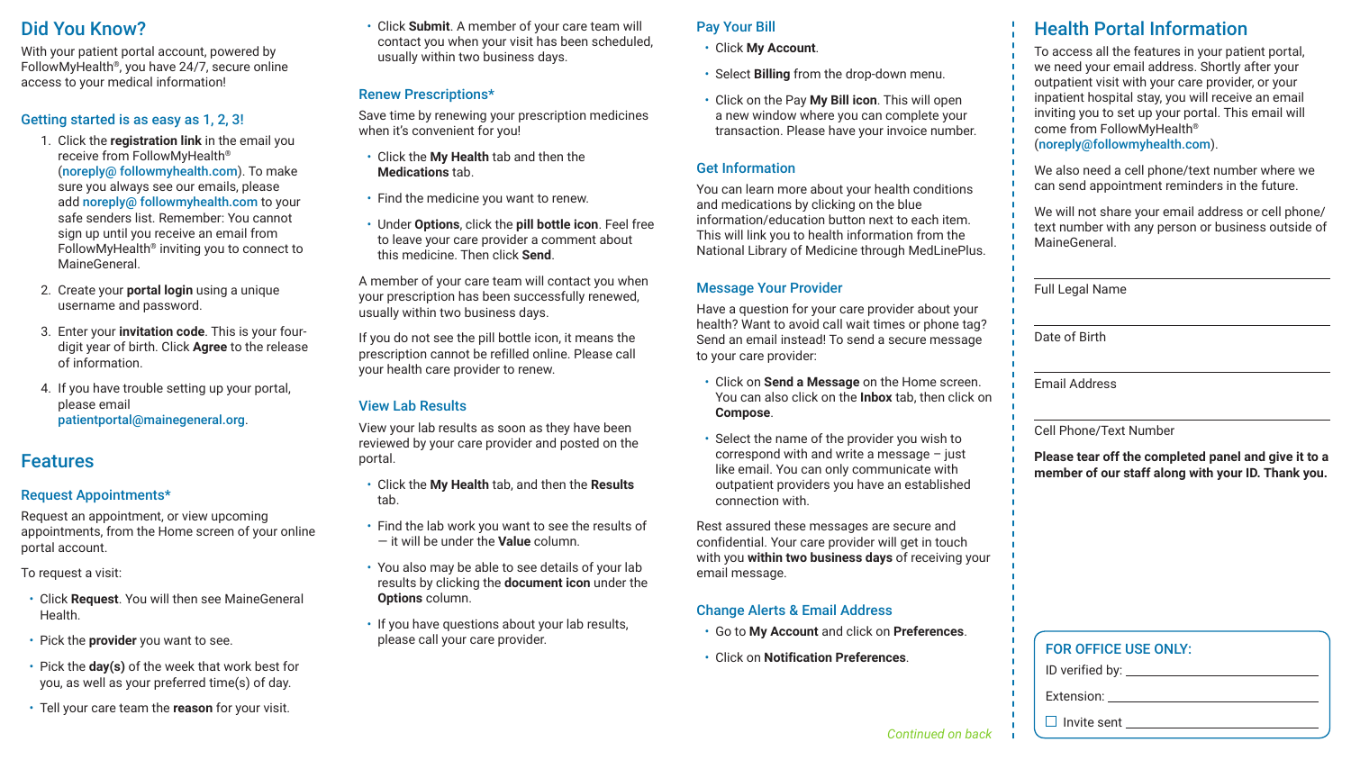## Did You Know?

With your patient portal account, powered by FollowMyHealth®, you have 24/7, secure online access to your medical information!

### Getting started is as easy as 1, 2, 3!

1. Click the **registration link** in the email you receive from FollowMyHealth® (noreply@ followmyhealth.com). To make sure you always see our emails, please add noreply@ followmyhealth.com to your safe senders list. Remember: You cannot sign up until you receive an email from FollowMyHealth® inviting you to connect to MaineGeneral.
2. Create your **portal login** using a unique username and password.
3. Enter your **invitation code**. This is your four-digit year of birth. Click **Agree** to the release of information.
4. If you have trouble setting up your portal, please email patientportal@mainegeneral.org.

## Features

### Request Appointments*

Request an appointment, or view upcoming appointments, from the Home screen of your online portal account.

To request a visit:

- Click **Request**. You will then see MaineGeneral Health.
- Pick the **provider** you want to see.
- Pick the **day(s)** of the week that work best for you, as well as your preferred time(s) of day.
- Tell your care team the **reason** for your visit.
- Click **Submit**. A member of your care team will contact you when your visit has been scheduled, usually within two business days.

### Renew Prescriptions*

Save time by renewing your prescription medicines when it's convenient for you!

- Click the **My Health** tab and then the **Medications** tab.
- Find the medicine you want to renew.
- Under **Options**, click the **pill bottle icon**. Feel free to leave your care provider a comment about this medicine. Then click **Send**.

A member of your care team will contact you when your prescription has been successfully renewed, usually within two business days.

If you do not see the pill bottle icon, it means the prescription cannot be refilled online. Please call your health care provider to renew.

### View Lab Results

View your lab results as soon as they have been reviewed by your care provider and posted on the portal.

- Click the **My Health** tab, and then the **Results** tab.
- Find the lab work you want to see the results of — it will be under the **Value** column.
- You also may be able to see details of your lab results by clicking the **document icon** under the **Options** column.
- If you have questions about your lab results, please call your care provider.

### Pay Your Bill

- Click **My Account**.
- Select **Billing** from the drop-down menu.
- Click on the Pay **My Bill icon**. This will open a new window where you can complete your transaction. Please have your invoice number.

### Get Information

You can learn more about your health conditions and medications by clicking on the blue information/education button next to each item. This will link you to health information from the National Library of Medicine through MedLinePlus.

### Message Your Provider

Have a question for your care provider about your health? Want to avoid call wait times or phone tag? Send an email instead! To send a secure message to your care provider:

- Click on **Send a Message** on the Home screen. You can also click on the **Inbox** tab, then click on **Compose**.
- Select the name of the provider you wish to correspond with and write a message – just like email. You can only communicate with outpatient providers you have an established connection with.

Rest assured these messages are secure and confidential. Your care provider will get in touch with you **within two business days** of receiving your email message.

### Change Alerts & Email Address

- Go to **My Account** and click on **Preferences**.
- Click on **Notification Preferences**.

*Continued on back*

## Health Portal Information

To access all the features in your patient portal, we need your email address. Shortly after your outpatient visit with your care provider, or your inpatient hospital stay, you will receive an email inviting you to set up your portal. This email will come from FollowMyHealth® (noreply@followmyhealth.com).

We also need a cell phone/text number where we can send appointment reminders in the future.

We will not share your email address or cell phone/text number with any person or business outside of MaineGeneral.

______________________________
Full Legal Name

______________________________
Date of Birth

______________________________
Email Address

______________________________
Cell Phone/Text Number

**Please tear off the completed panel and give it to a member of our staff along with your ID. Thank you.**

FOR OFFICE USE ONLY:

ID verified by: ____________________

Extension: ____________________

☐ Invite sent ____________________